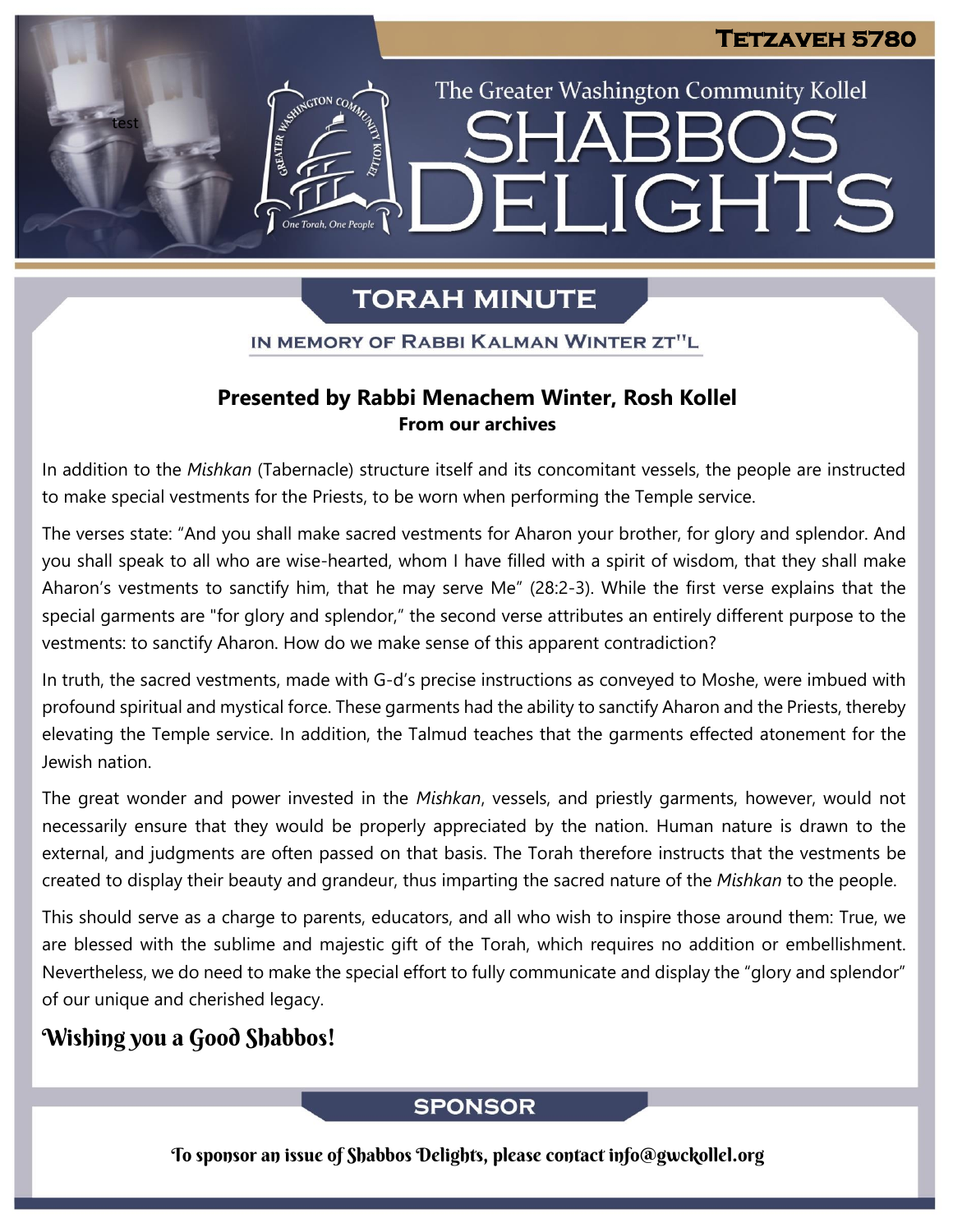# TETZAVEH 5780

The Greater Washington Community Kollel

# SHABBOS DELIGHTS

## TORAH MINUTE

IN MEMORY OF RABBI KALMAN WINTER ZT"L

**Presented by Rabbi Menachem Winter, Rosh Kollel**
**From our archives**

In addition to the *Mishkan* (Tabernacle) structure itself and its concomitant vessels, the people are instructed to make special vestments for the Priests, to be worn when performing the Temple service.

The verses state: “And you shall make sacred vestments for Aharon your brother, for glory and splendor. And you shall speak to all who are wise-hearted, whom I have filled with a spirit of wisdom, that they shall make Aharon’s vestments to sanctify him, that he may serve Me” (28:2-3). While the first verse explains that the special garments are "for glory and splendor,” the second verse attributes an entirely different purpose to the vestments: to sanctify Aharon. How do we make sense of this apparent contradiction?

In truth, the sacred vestments, made with G-d’s precise instructions as conveyed to Moshe, were imbued with profound spiritual and mystical force. These garments had the ability to sanctify Aharon and the Priests, thereby elevating the Temple service. In addition, the Talmud teaches that the garments effected atonement for the Jewish nation.

The great wonder and power invested in the *Mishkan*, vessels, and priestly garments, however, would not necessarily ensure that they would be properly appreciated by the nation. Human nature is drawn to the external, and judgments are often passed on that basis. The Torah therefore instructs that the vestments be created to display their beauty and grandeur, thus imparting the sacred nature of the *Mishkan* to the people.

This should serve as a charge to parents, educators, and all who wish to inspire those around them: True, we are blessed with the sublime and majestic gift of the Torah, which requires no addition or embellishment. Nevertheless, we do need to make the special effort to fully communicate and display the “glory and splendor” of our unique and cherished legacy.

**Wishing you a Good Shabbos!**

## SPONSOR

To sponsor an issue of Shabbos Delights, please contact info@gwckollel.org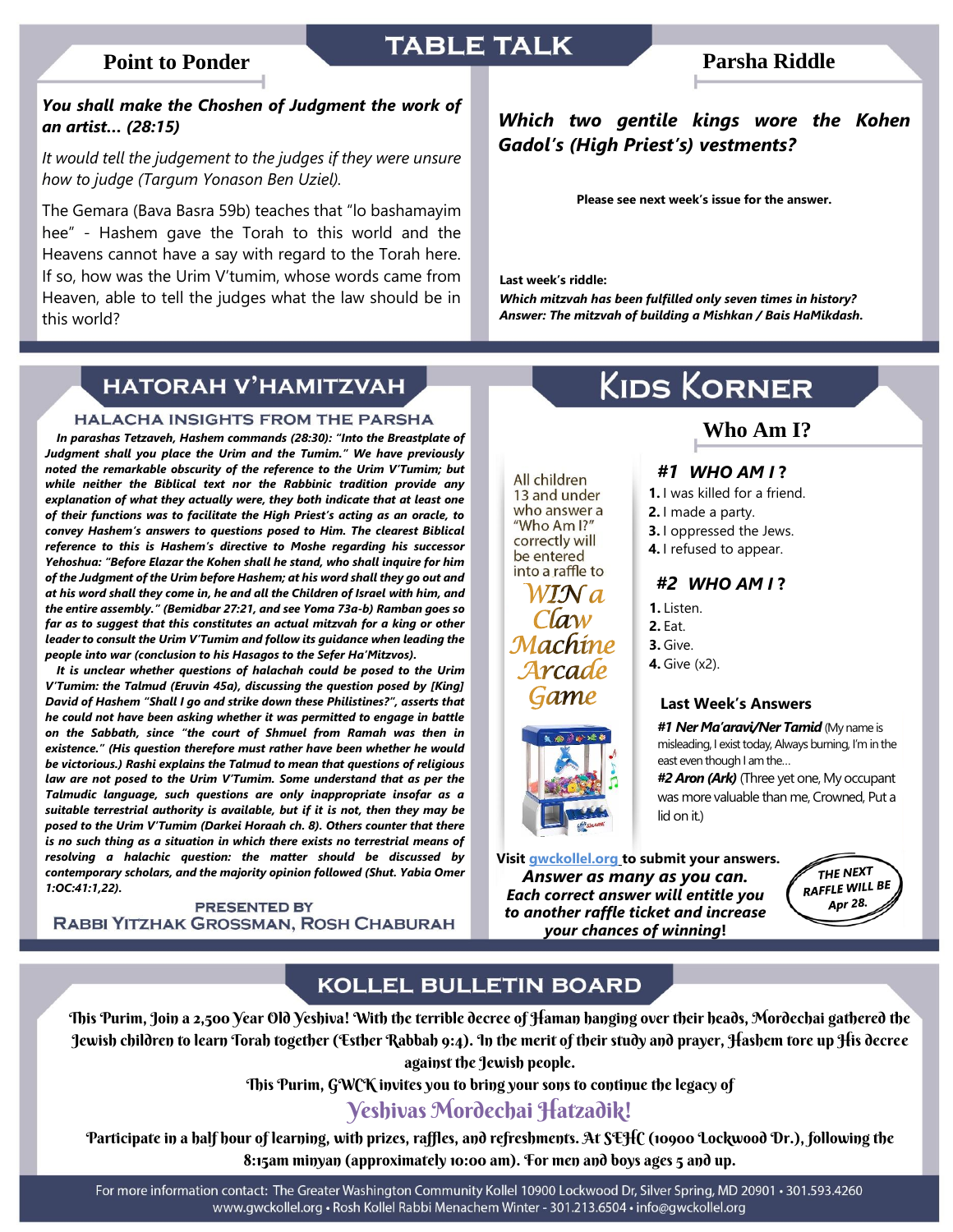# TABLE TALK

## Point to Ponder

***You shall make the Choshen of Judgment the work of an artist... (28:15)***

*It would tell the judgement to the judges if they were unsure how to judge (Targum Yonason Ben Uziel).*

The Gemara (Bava Basra 59b) teaches that "lo bashamayim hee" - Hashem gave the Torah to this world and the Heavens cannot have a say with regard to the Torah here. If so, how was the Urim V'tumim, whose words came from Heaven, able to tell the judges what the law should be in this world?

## Parsha Riddle

***Which two gentile kings wore the Kohen Gadol's (High Priest's) vestments?***

**Please see next week's issue for the answer.**

**Last week's riddle:**

***Which mitzvah has been fulfilled only seven times in history?***
***Answer: The mitzvah of building a Mishkan / Bais HaMikdash.***

# HATORAH V'HAMITZVAH

## HALACHA INSIGHTS FROM THE PARSHA

***In parashas Tetzaveh, Hashem commands (28:30): "Into the Breastplate of Judgment shall you place the Urim and the Tumim." We have previously noted the remarkable obscurity of the reference to the Urim V'Tumim; but while neither the Biblical text nor the Rabbinic tradition provide any explanation of what they actually were, they both indicate that at least one of their functions was to facilitate the High Priest's acting as an oracle, to convey Hashem's answers to questions posed to Him. The clearest Biblical reference to this is Hashem's directive to Moshe regarding his successor Yehoshua: "Before Elazar the Kohen shall he stand, who shall inquire for him of the Judgment of the Urim before Hashem; at his word shall they go out and at his word shall they come in, he and all the Children of Israel with him, and the entire assembly." (Bemidbar 27:21, and see Yoma 73a-b) Ramban goes so far as to suggest that this constitutes an actual mitzvah for a king or other leader to consult the Urim V'Tumim and follow its guidance when leading the people into war (conclusion to his Hasagos to the Sefer Ha'Mitzvos).***

***It is unclear whether questions of halachah could be posed to the Urim V'Tumim: the Talmud (Eruvin 45a), discussing the question posed by [King] David of Hashem "Shall I go and strike down these Philistines?", asserts that he could not have been asking whether it was permitted to engage in battle on the Sabbath, since "the court of Shmuel from Ramah was then in existence." (His question therefore must rather have been whether he would be victorious.) Rashi explains the Talmud to mean that questions of religious law are not posed to the Urim V'Tumim. Some understand that as per the Talmudic language, such questions are only inappropriate insofar as a suitable terrestrial authority is available, but if it is not, then they may be posed to the Urim V'Tumim (Darkei Horaah ch. 8). Others counter that there is no such thing as a situation in which there exists no terrestrial means of resolving a halachic question: the matter should be discussed by contemporary scholars, and the majority opinion followed (Shut. Yabia Omer 1:OC:41:1,22).***

PRESENTED BY
RABBI YITZHAK GROSSMAN, ROSH CHABURAH

# KIDS KORNER

## Who Am I?

All children 13 and under who answer a "Who Am I?" correctly will be entered into a raffle to

WIN a Claw Machine Arcade Game

### #1 WHO AM I ?

1. I was killed for a friend.
2. I made a party.
3. I oppressed the Jews.
4. I refused to appear.

### #2 WHO AM I ?

1. Listen.
2. Eat.
3. Give.
4. Give (x2).

### Last Week's Answers

***#1 Ner Ma'aravi/Ner Tamid*** (My name is misleading, I exist today, Always burning, I'm in the east even though I am the…

***#2 Aron (Ark)*** (Three yet one, My occupant was more valuable than me, Crowned, Put a lid on it.)

**Visit gwckollel.org to submit your answers.**
***Answer as many as you can. Each correct answer will entitle you to another raffle ticket and increase your chances of winning!***

*THE NEXT RAFFLE WILL BE Apr 28.*

# KOLLEL BULLETIN BOARD

This Purim, Join a 2,500 Year Old Yeshiva! With the terrible decree of Haman hanging over their heads, Mordechai gathered the Jewish children to learn Torah together (Esther Rabbah 9:4). In the merit of their study and prayer, Hashem tore up His decree against the Jewish people.

This Purim, GWCK invites you to bring your sons to continue the legacy of

Yeshivas Mordechai Hatzadik!

Participate in a half hour of learning, with prizes, raffles, and refreshments. At SEHC (10900 Lockwood Dr.), following the 8:15am minyan (approximately 10:00 am). For men and boys ages 5 and up.

For more information contact: The Greater Washington Community Kollel 10900 Lockwood Dr, Silver Spring, MD 20901 • 301.593.4260
www.gwckollel.org • Rosh Kollel Rabbi Menachem Winter - 301.213.6504 • info@gwckollel.org